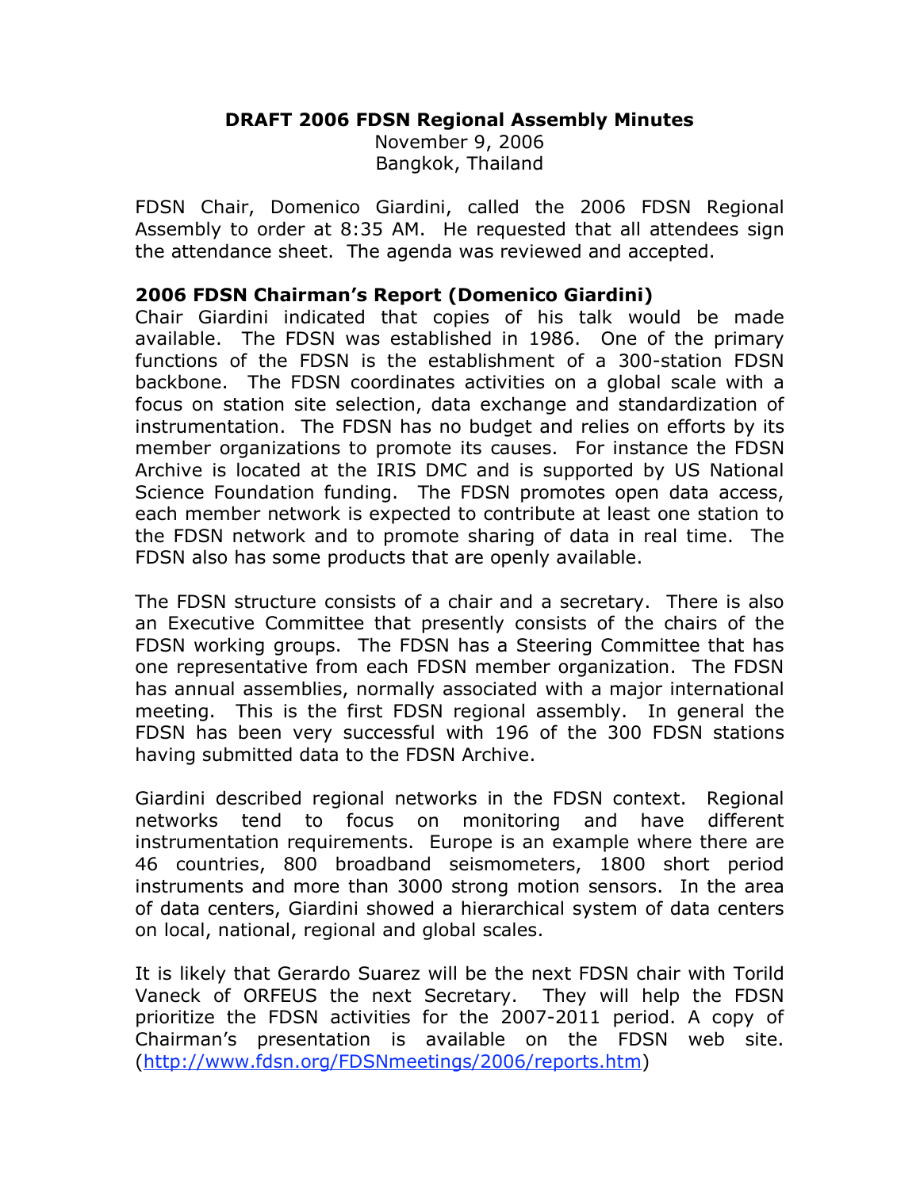# DRAFT 2006 FDSN Regional Assembly Minutes

November 9, 2006
Bangkok, Thailand

FDSN Chair, Domenico Giardini, called the 2006 FDSN Regional Assembly to order at 8:35 AM. He requested that all attendees sign the attendance sheet. The agenda was reviewed and accepted.

## 2006 FDSN Chairman's Report (Domenico Giardini)

Chair Giardini indicated that copies of his talk would be made available. The FDSN was established in 1986. One of the primary functions of the FDSN is the establishment of a 300-station FDSN backbone. The FDSN coordinates activities on a global scale with a focus on station site selection, data exchange and standardization of instrumentation. The FDSN has no budget and relies on efforts by its member organizations to promote its causes. For instance the FDSN Archive is located at the IRIS DMC and is supported by US National Science Foundation funding. The FDSN promotes open data access, each member network is expected to contribute at least one station to the FDSN network and to promote sharing of data in real time. The FDSN also has some products that are openly available.

The FDSN structure consists of a chair and a secretary. There is also an Executive Committee that presently consists of the chairs of the FDSN working groups. The FDSN has a Steering Committee that has one representative from each FDSN member organization. The FDSN has annual assemblies, normally associated with a major international meeting. This is the first FDSN regional assembly. In general the FDSN has been very successful with 196 of the 300 FDSN stations having submitted data to the FDSN Archive.

Giardini described regional networks in the FDSN context. Regional networks tend to focus on monitoring and have different instrumentation requirements. Europe is an example where there are 46 countries, 800 broadband seismometers, 1800 short period instruments and more than 3000 strong motion sensors. In the area of data centers, Giardini showed a hierarchical system of data centers on local, national, regional and global scales.

It is likely that Gerardo Suarez will be the next FDSN chair with Torild Vaneck of ORFEUS the next Secretary. They will help the FDSN prioritize the FDSN activities for the 2007-2011 period. A copy of Chairman's presentation is available on the FDSN web site. (http://www.fdsn.org/FDSNmeetings/2006/reports.htm)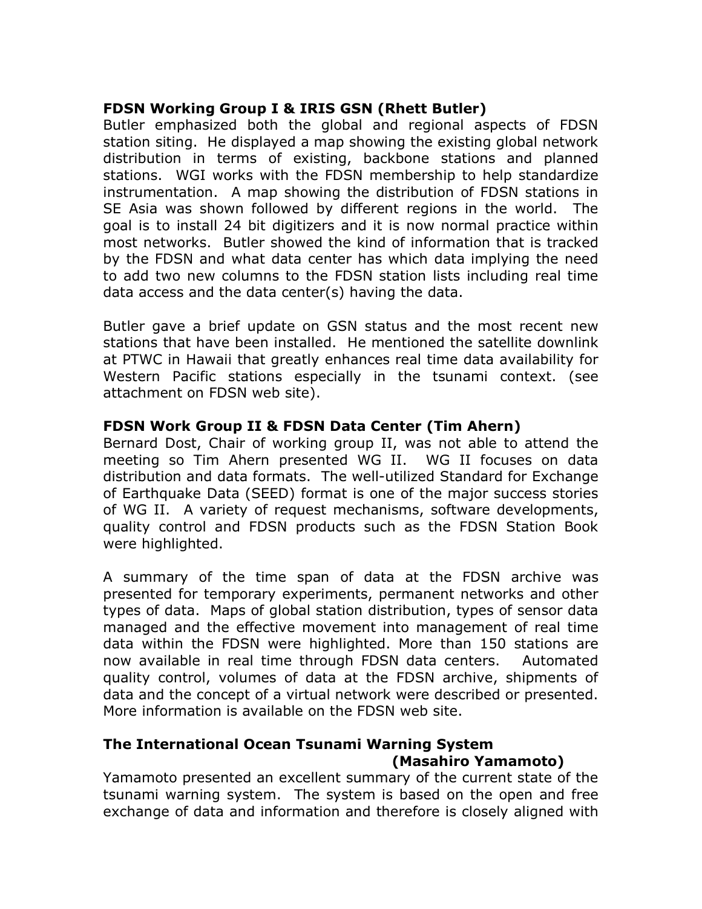**FDSN Working Group I & IRIS GSN (Rhett Butler)**

Butler emphasized both the global and regional aspects of FDSN station siting. He displayed a map showing the existing global network distribution in terms of existing, backbone stations and planned stations. WGI works with the FDSN membership to help standardize instrumentation. A map showing the distribution of FDSN stations in SE Asia was shown followed by different regions in the world. The goal is to install 24 bit digitizers and it is now normal practice within most networks. Butler showed the kind of information that is tracked by the FDSN and what data center has which data implying the need to add two new columns to the FDSN station lists including real time data access and the data center(s) having the data.

Butler gave a brief update on GSN status and the most recent new stations that have been installed. He mentioned the satellite downlink at PTWC in Hawaii that greatly enhances real time data availability for Western Pacific stations especially in the tsunami context. (see attachment on FDSN web site).

**FDSN Work Group II & FDSN Data Center (Tim Ahern)**

Bernard Dost, Chair of working group II, was not able to attend the meeting so Tim Ahern presented WG II. WG II focuses on data distribution and data formats. The well-utilized Standard for Exchange of Earthquake Data (SEED) format is one of the major success stories of WG II. A variety of request mechanisms, software developments, quality control and FDSN products such as the FDSN Station Book were highlighted.

A summary of the time span of data at the FDSN archive was presented for temporary experiments, permanent networks and other types of data. Maps of global station distribution, types of sensor data managed and the effective movement into management of real time data within the FDSN were highlighted. More than 150 stations are now available in real time through FDSN data centers. Automated quality control, volumes of data at the FDSN archive, shipments of data and the concept of a virtual network were described or presented. More information is available on the FDSN web site.

**The International Ocean Tsunami Warning System (Masahiro Yamamoto)**

Yamamoto presented an excellent summary of the current state of the tsunami warning system. The system is based on the open and free exchange of data and information and therefore is closely aligned with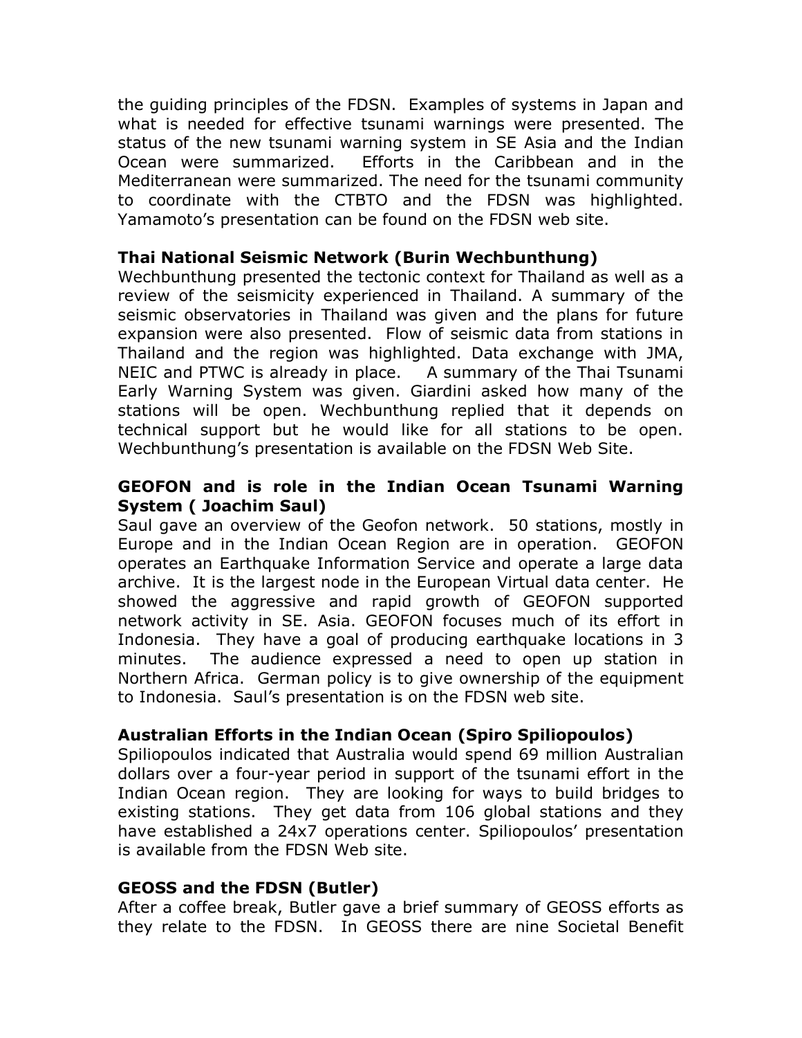the guiding principles of the FDSN. Examples of systems in Japan and what is needed for effective tsunami warnings were presented. The status of the new tsunami warning system in SE Asia and the Indian Ocean were summarized. Efforts in the Caribbean and in the Mediterranean were summarized. The need for the tsunami community to coordinate with the CTBTO and the FDSN was highlighted. Yamamoto's presentation can be found on the FDSN web site.

**Thai National Seismic Network (Burin Wechbunthung)**

Wechbunthung presented the tectonic context for Thailand as well as a review of the seismicity experienced in Thailand. A summary of the seismic observatories in Thailand was given and the plans for future expansion were also presented. Flow of seismic data from stations in Thailand and the region was highlighted. Data exchange with JMA, NEIC and PTWC is already in place. A summary of the Thai Tsunami Early Warning System was given. Giardini asked how many of the stations will be open. Wechbunthung replied that it depends on technical support but he would like for all stations to be open. Wechbunthung's presentation is available on the FDSN Web Site.

**GEOFON and is role in the Indian Ocean Tsunami Warning System ( Joachim Saul)**

Saul gave an overview of the Geofon network. 50 stations, mostly in Europe and in the Indian Ocean Region are in operation. GEOFON operates an Earthquake Information Service and operate a large data archive. It is the largest node in the European Virtual data center. He showed the aggressive and rapid growth of GEOFON supported network activity in SE. Asia. GEOFON focuses much of its effort in Indonesia. They have a goal of producing earthquake locations in 3 minutes. The audience expressed a need to open up station in Northern Africa. German policy is to give ownership of the equipment to Indonesia. Saul's presentation is on the FDSN web site.

**Australian Efforts in the Indian Ocean (Spiro Spiliopoulos)**

Spiliopoulos indicated that Australia would spend 69 million Australian dollars over a four-year period in support of the tsunami effort in the Indian Ocean region. They are looking for ways to build bridges to existing stations. They get data from 106 global stations and they have established a 24x7 operations center. Spiliopoulos' presentation is available from the FDSN Web site.

**GEOSS and the FDSN (Butler)**

After a coffee break, Butler gave a brief summary of GEOSS efforts as they relate to the FDSN. In GEOSS there are nine Societal Benefit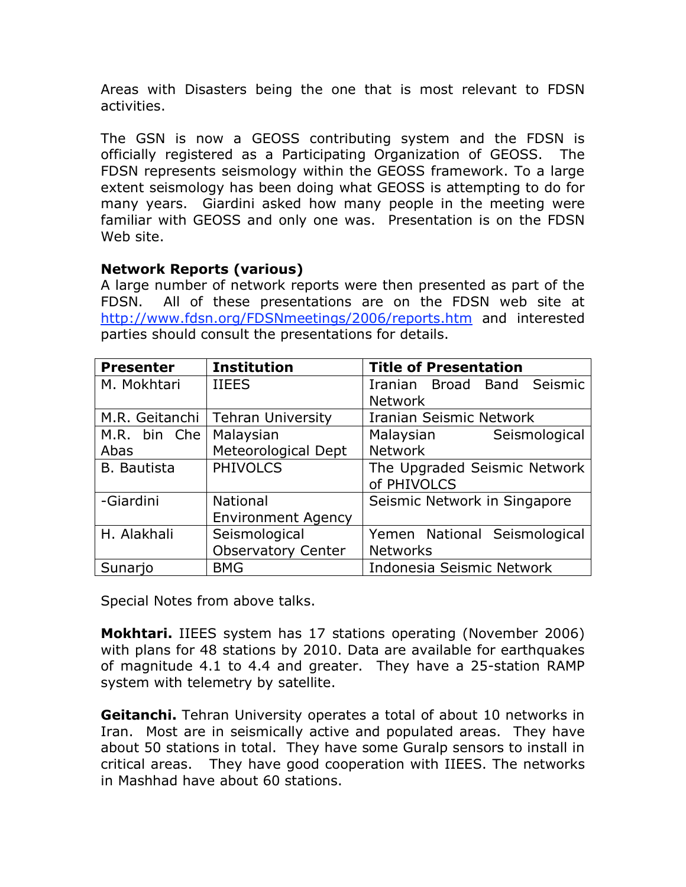Areas with Disasters being the one that is most relevant to FDSN activities.

The GSN is now a GEOSS contributing system and the FDSN is officially registered as a Participating Organization of GEOSS. The FDSN represents seismology within the GEOSS framework. To a large extent seismology has been doing what GEOSS is attempting to do for many years. Giardini asked how many people in the meeting were familiar with GEOSS and only one was. Presentation is on the FDSN Web site.

**Network Reports (various)**
A large number of network reports were then presented as part of the FDSN. All of these presentations are on the FDSN web site at http://www.fdsn.org/FDSNmeetings/2006/reports.htm and interested parties should consult the presentations for details.

| Presenter | Institution | Title of Presentation |
|---|---|---|
| M. Mokhtari | IIEES | Iranian Broad Band Seismic Network |
| M.R. Geitanchi | Tehran University | Iranian Seismic Network |
| M.R. bin Che Abas | Malaysian Meteorological Dept | Malaysian Seismological Network |
| B. Bautista | PHIVOLCS | The Upgraded Seismic Network of PHIVOLCS |
| -Giardini | National Environment Agency | Seismic Network in Singapore |
| H. Alakhali | Seismological Observatory Center | Yemen National Seismological Networks |
| Sunarjo | BMG | Indonesia Seismic Network |

Special Notes from above talks.

**Mokhtari.** IIEES system has 17 stations operating (November 2006) with plans for 48 stations by 2010. Data are available for earthquakes of magnitude 4.1 to 4.4 and greater. They have a 25-station RAMP system with telemetry by satellite.

**Geitanchi.** Tehran University operates a total of about 10 networks in Iran. Most are in seismically active and populated areas. They have about 50 stations in total. They have some Guralp sensors to install in critical areas. They have good cooperation with IIEES. The networks in Mashhad have about 60 stations.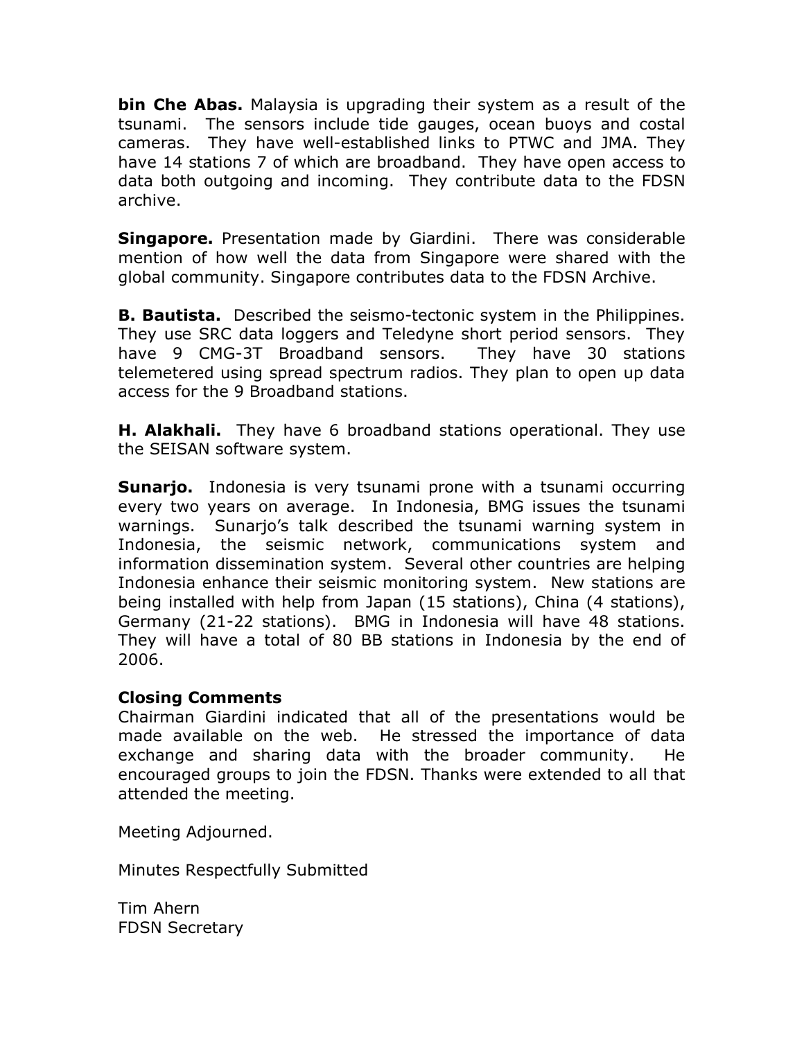**bin Che Abas.** Malaysia is upgrading their system as a result of the tsunami. The sensors include tide gauges, ocean buoys and costal cameras. They have well-established links to PTWC and JMA. They have 14 stations 7 of which are broadband. They have open access to data both outgoing and incoming. They contribute data to the FDSN archive.

**Singapore.** Presentation made by Giardini. There was considerable mention of how well the data from Singapore were shared with the global community. Singapore contributes data to the FDSN Archive.

**B. Bautista.** Described the seismo-tectonic system in the Philippines. They use SRC data loggers and Teledyne short period sensors. They have 9 CMG-3T Broadband sensors. They have 30 stations telemetered using spread spectrum radios. They plan to open up data access for the 9 Broadband stations.

**H. Alakhali.** They have 6 broadband stations operational. They use the SEISAN software system.

**Sunarjo.** Indonesia is very tsunami prone with a tsunami occurring every two years on average. In Indonesia, BMG issues the tsunami warnings. Sunarjo's talk described the tsunami warning system in Indonesia, the seismic network, communications system and information dissemination system. Several other countries are helping Indonesia enhance their seismic monitoring system. New stations are being installed with help from Japan (15 stations), China (4 stations), Germany (21-22 stations). BMG in Indonesia will have 48 stations. They will have a total of 80 BB stations in Indonesia by the end of 2006.

**Closing Comments**

Chairman Giardini indicated that all of the presentations would be made available on the web. He stressed the importance of data exchange and sharing data with the broader community. He encouraged groups to join the FDSN. Thanks were extended to all that attended the meeting.

Meeting Adjourned.

Minutes Respectfully Submitted

Tim Ahern
FDSN Secretary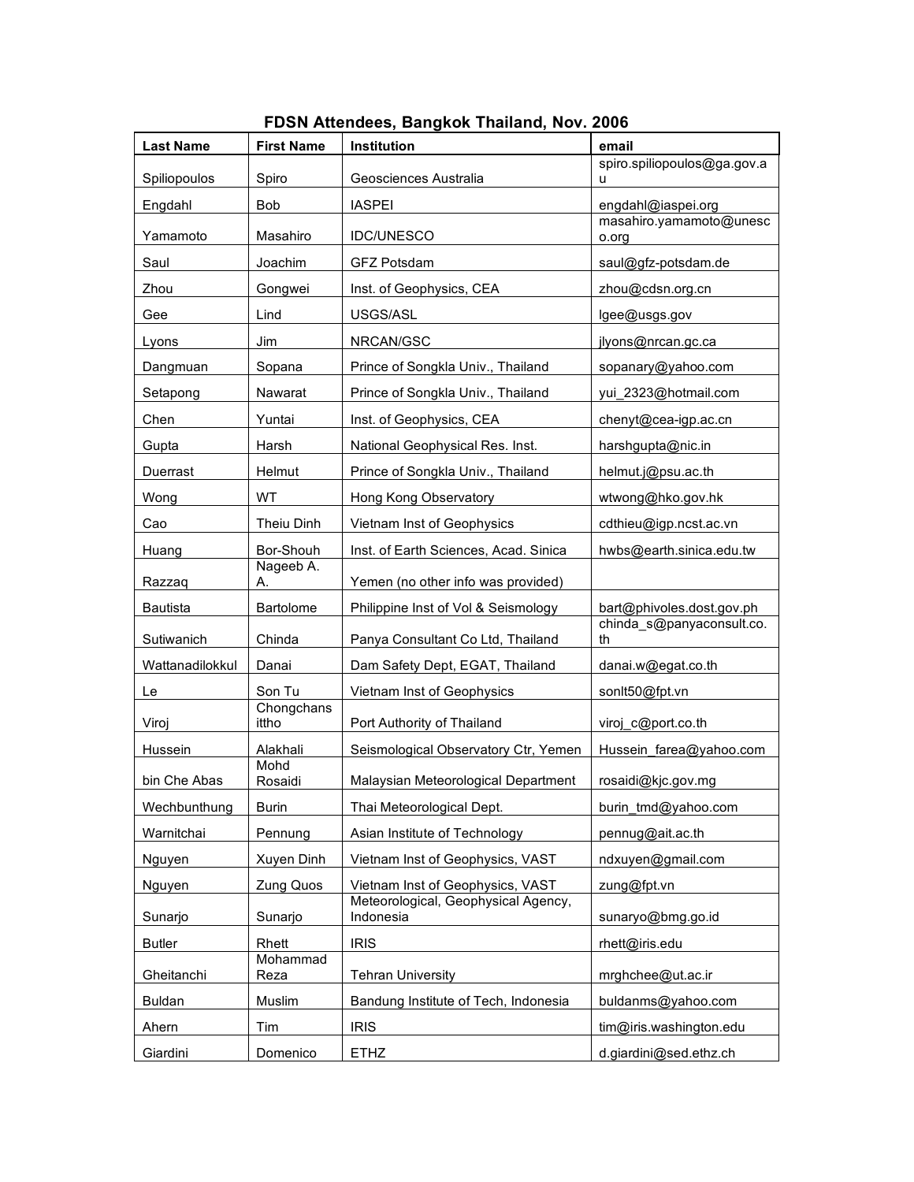# FDSN Attendees, Bangkok Thailand, Nov. 2006

| Last Name | First Name | Institution | email |
|---|---|---|---|
| Spiliopoulos | Spiro | Geosciences Australia | spiro.spiliopoulos@ga.gov.au |
| Engdahl | Bob | IASPEI | engdahl@iaspei.org |
| Yamamoto | Masahiro | IDC/UNESCO | masahiro.yamamoto@unesco.org |
| Saul | Joachim | GFZ Potsdam | saul@gfz-potsdam.de |
| Zhou | Gongwei | Inst. of Geophysics, CEA | zhou@cdsn.org.cn |
| Gee | Lind | USGS/ASL | lgee@usgs.gov |
| Lyons | Jim | NRCAN/GSC | jlyons@nrcan.gc.ca |
| Dangmuan | Sopana | Prince of Songkla Univ., Thailand | sopanary@yahoo.com |
| Setapong | Nawarat | Prince of Songkla Univ., Thailand | yui_2323@hotmail.com |
| Chen | Yuntai | Inst. of Geophysics, CEA | chenyt@cea-igp.ac.cn |
| Gupta | Harsh | National Geophysical Res. Inst. | harshgupta@nic.in |
| Duerrast | Helmut | Prince of Songkla Univ., Thailand | helmut.j@psu.ac.th |
| Wong | WT | Hong Kong Observatory | wtwong@hko.gov.hk |
| Cao | Theiu Dinh | Vietnam Inst of Geophysics | cdthieu@igp.ncst.ac.vn |
| Huang | Bor-Shouh | Inst. of Earth Sciences, Acad. Sinica | hwbs@earth.sinica.edu.tw |
| Razzaq | Nageeb A. A. | Yemen (no other info was provided) | |
| Bautista | Bartolome | Philippine Inst of Vol & Seismology | bart@phivoles.dost.gov.ph |
| Sutiwanich | Chinda | Panya Consultant Co Ltd, Thailand | chinda_s@panyaconsult.co.th |
| Wattanadilokkul | Danai | Dam Safety Dept, EGAT, Thailand | danai.w@egat.co.th |
| Le | Son Tu | Vietnam Inst of Geophysics | sonlt50@fpt.vn |
| Viroj | Chongchansittho | Port Authority of Thailand | viroj_c@port.co.th |
| Hussein | Alakhali | Seismological Observatory Ctr, Yemen | Hussein_farea@yahoo.com |
| bin Che Abas | Mohd Rosaidi | Malaysian Meteorological Department | rosaidi@kjc.gov.mg |
| Wechbunthung | Burin | Thai Meteorological Dept. | burin_tmd@yahoo.com |
| Warnitchai | Pennung | Asian Institute of Technology | pennug@ait.ac.th |
| Nguyen | Xuyen Dinh | Vietnam Inst of Geophysics, VAST | ndxuyen@gmail.com |
| Nguyen | Zung Quos | Vietnam Inst of Geophysics, VAST | zung@fpt.vn |
| Sunarjo | Sunarjo | Meteorological, Geophysical Agency, Indonesia | sunaryo@bmg.go.id |
| Butler | Rhett | IRIS | rhett@iris.edu |
| Gheitanchi | Mohammad Reza | Tehran University | mrghchee@ut.ac.ir |
| Buldan | Muslim | Bandung Institute of Tech, Indonesia | buldanms@yahoo.com |
| Ahern | Tim | IRIS | tim@iris.washington.edu |
| Giardini | Domenico | ETHZ | d.giardini@sed.ethz.ch |